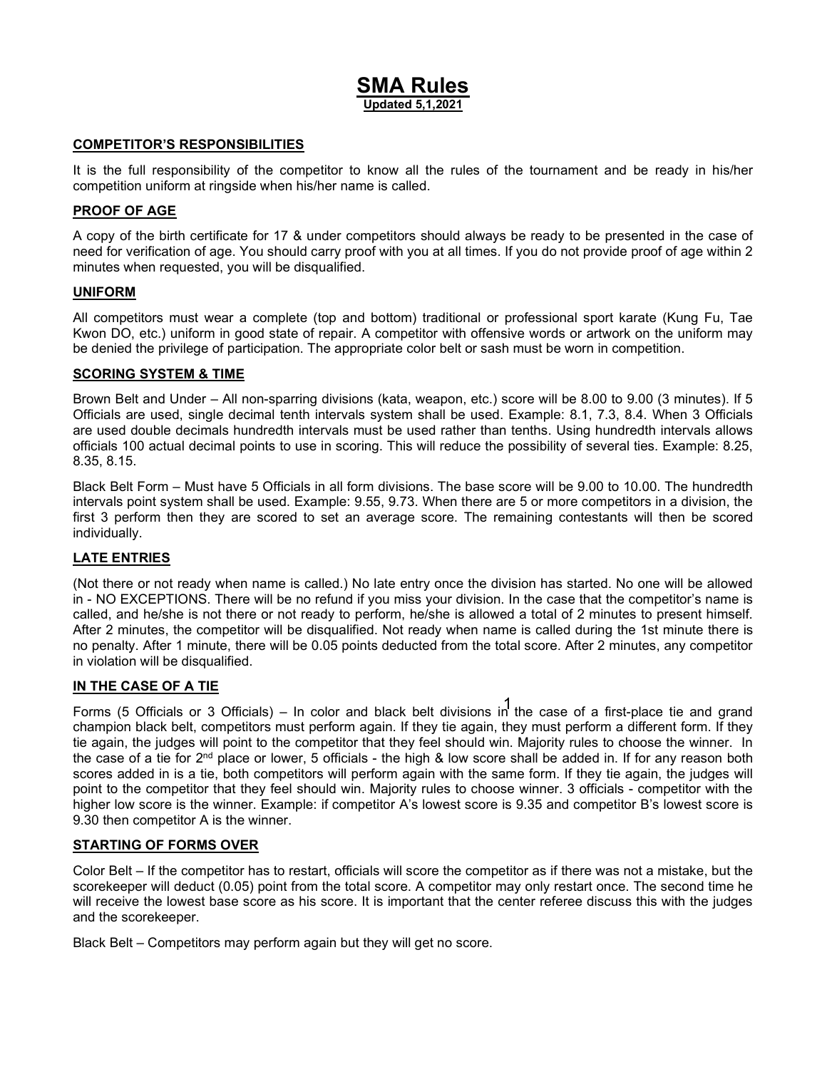# SMA Rules

**Updated 5,1,2021**

## COMPETITOR'S RESPONSIBILITIES

It is the full responsibility of the competitor to know all the rules of the tournament and be ready in his/her competition uniform at ringside when his/her name is called.

## PROOF OF AGE

A copy of the birth certificate for 17 & under competitors should always be ready to be presented in the case of need for verification of age. You should carry proof with you at all times. If you do not provide proof of age within 2 minutes when requested, you will be disqualified.

## UNIFORM

All competitors must wear a complete (top and bottom) traditional or professional sport karate (Kung Fu, Tae Kwon DO, etc.) uniform in good state of repair. A competitor with offensive words or artwork on the uniform may be denied the privilege of participation. The appropriate color belt or sash must be worn in competition.

## SCORING SYSTEM & TIME

Brown Belt and Under – All non-sparring divisions (kata, weapon, etc.) score will be 8.00 to 9.00 (3 minutes). If 5 Officials are used, single decimal tenth intervals system shall be used. Example: 8.1, 7.3, 8.4. When 3 Officials are used double decimals hundredth intervals must be used rather than tenths. Using hundredth intervals allows officials 100 actual decimal points to use in scoring. This will reduce the possibility of several ties. Example: 8.25, 8.35, 8.15.

Black Belt Form – Must have 5 Officials in all form divisions. The base score will be 9.00 to 10.00. The hundredth intervals point system shall be used. Example: 9.55, 9.73. When there are 5 or more competitors in a division, the first 3 perform then they are scored to set an average score. The remaining contestants will then be scored individually.

## LATE ENTRIES

(Not there or not ready when name is called.) No late entry once the division has started. No one will be allowed in - NO EXCEPTIONS. There will be no refund if you miss your division. In the case that the competitor's name is called, and he/she is not there or not ready to perform, he/she is allowed a total of 2 minutes to present himself. After 2 minutes, the competitor will be disqualified. Not ready when name is called during the 1st minute there is no penalty. After 1 minute, there will be 0.05 points deducted from the total score. After 2 minutes, any competitor in violation will be disqualified.

## IN THE CASE OF A TIE

Forms (5 Officials or 3 Officials) – In color and black belt divisions in the case of a first-place tie and grand champion black belt, competitors must perform again. If they tie again, they must perform a different form. If they tie again, the judges will point to the competitor that they feel should win. Majority rules to choose the winner. In the case of a tie for 2nd place or lower, 5 officials - the high & low score shall be added in. If for any reason both scores added in is a tie, both competitors will perform again with the same form. If they tie again, the judges will point to the competitor that they feel should win. Majority rules to choose winner. 3 officials - competitor with the higher low score is the winner. Example: if competitor A's lowest score is 9.35 and competitor B's lowest score is 9.30 then competitor A is the winner.

## STARTING OF FORMS OVER

Color Belt – If the competitor has to restart, officials will score the competitor as if there was not a mistake, but the scorekeeper will deduct (0.05) point from the total score. A competitor may only restart once. The second time he will receive the lowest base score as his score. It is important that the center referee discuss this with the judges and the scorekeeper.

Black Belt – Competitors may perform again but they will get no score.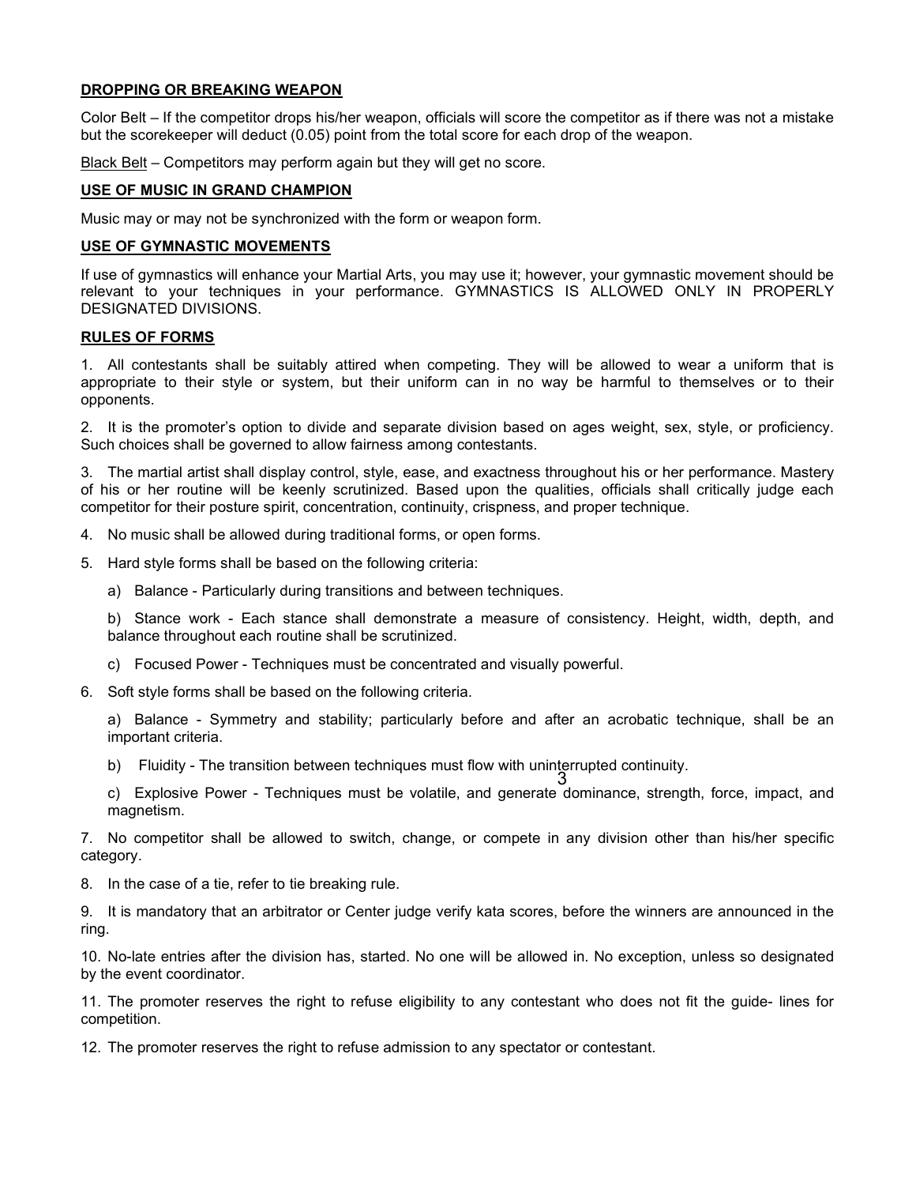## DROPPING OR BREAKING WEAPON

Color Belt – If the competitor drops his/her weapon, officials will score the competitor as if there was not a mistake but the scorekeeper will deduct (0.05) point from the total score for each drop of the weapon.

Black Belt – Competitors may perform again but they will get no score.

## USE OF MUSIC IN GRAND CHAMPION

Music may or may not be synchronized with the form or weapon form.

## USE OF GYMNASTIC MOVEMENTS

If use of gymnastics will enhance your Martial Arts, you may use it; however, your gymnastic movement should be relevant to your techniques in your performance. GYMNASTICS IS ALLOWED ONLY IN PROPERLY DESIGNATED DIVISIONS.

## RULES OF FORMS

1. All contestants shall be suitably attired when competing. They will be allowed to wear a uniform that is appropriate to their style or system, but their uniform can in no way be harmful to themselves or to their opponents.

2. It is the promoter's option to divide and separate division based on ages weight, sex, style, or proficiency. Such choices shall be governed to allow fairness among contestants.

3. The martial artist shall display control, style, ease, and exactness throughout his or her performance. Mastery of his or her routine will be keenly scrutinized. Based upon the qualities, officials shall critically judge each competitor for their posture spirit, concentration, continuity, crispness, and proper technique.

4. No music shall be allowed during traditional forms, or open forms.

5. Hard style forms shall be based on the following criteria:

   a) Balance - Particularly during transitions and between techniques.

   b) Stance work - Each stance shall demonstrate a measure of consistency. Height, width, depth, and balance throughout each routine shall be scrutinized.

   c) Focused Power - Techniques must be concentrated and visually powerful.

6. Soft style forms shall be based on the following criteria.

   a) Balance - Symmetry and stability; particularly before and after an acrobatic technique, shall be an important criteria.

   b) Fluidity - The transition between techniques must flow with uninterrupted continuity.

   c) Explosive Power - Techniques must be volatile, and generate dominance, strength, force, impact, and magnetism.

7. No competitor shall be allowed to switch, change, or compete in any division other than his/her specific category.

8. In the case of a tie, refer to tie breaking rule.

9. It is mandatory that an arbitrator or Center judge verify kata scores, before the winners are announced in the ring.

10. No-late entries after the division has, started. No one will be allowed in. No exception, unless so designated by the event coordinator.

11. The promoter reserves the right to refuse eligibility to any contestant who does not fit the guide- lines for competition.

12. The promoter reserves the right to refuse admission to any spectator or contestant.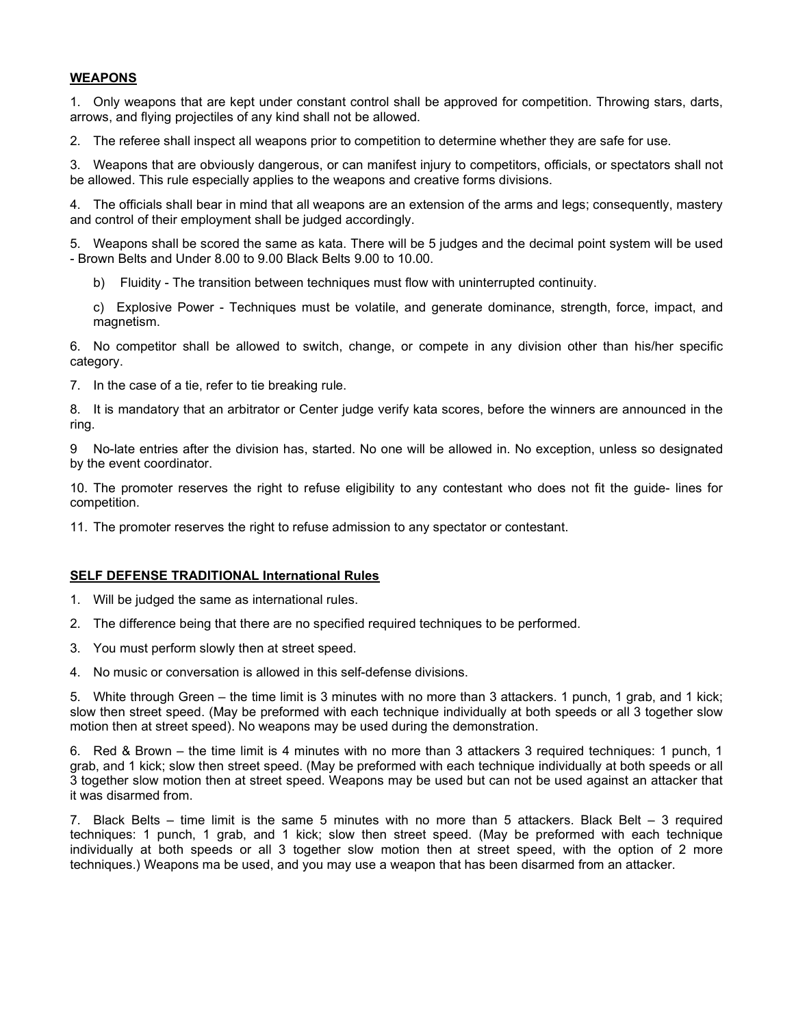## WEAPONS

1. Only weapons that are kept under constant control shall be approved for competition. Throwing stars, darts, arrows, and flying projectiles of any kind shall not be allowed.

2. The referee shall inspect all weapons prior to competition to determine whether they are safe for use.

3. Weapons that are obviously dangerous, or can manifest injury to competitors, officials, or spectators shall not be allowed. This rule especially applies to the weapons and creative forms divisions.

4. The officials shall bear in mind that all weapons are an extension of the arms and legs; consequently, mastery and control of their employment shall be judged accordingly.

5. Weapons shall be scored the same as kata. There will be 5 judges and the decimal point system will be used - Brown Belts and Under 8.00 to 9.00 Black Belts 9.00 to 10.00.

   b) Fluidity - The transition between techniques must flow with uninterrupted continuity.

   c) Explosive Power - Techniques must be volatile, and generate dominance, strength, force, impact, and magnetism.

6. No competitor shall be allowed to switch, change, or compete in any division other than his/her specific category.

7. In the case of a tie, refer to tie breaking rule.

8. It is mandatory that an arbitrator or Center judge verify kata scores, before the winners are announced in the ring.

9 No-late entries after the division has, started. No one will be allowed in. No exception, unless so designated by the event coordinator.

10. The promoter reserves the right to refuse eligibility to any contestant who does not fit the guide- lines for competition.

11. The promoter reserves the right to refuse admission to any spectator or contestant.

## SELF DEFENSE TRADITIONAL International Rules

1. Will be judged the same as international rules.

2. The difference being that there are no specified required techniques to be performed.

3. You must perform slowly then at street speed.

4. No music or conversation is allowed in this self-defense divisions.

5. White through Green – the time limit is 3 minutes with no more than 3 attackers. 1 punch, 1 grab, and 1 kick; slow then street speed. (May be preformed with each technique individually at both speeds or all 3 together slow motion then at street speed). No weapons may be used during the demonstration.

6. Red & Brown – the time limit is 4 minutes with no more than 3 attackers 3 required techniques: 1 punch, 1 grab, and 1 kick; slow then street speed. (May be preformed with each technique individually at both speeds or all 3 together slow motion then at street speed. Weapons may be used but can not be used against an attacker that it was disarmed from.

7. Black Belts – time limit is the same 5 minutes with no more than 5 attackers. Black Belt – 3 required techniques: 1 punch, 1 grab, and 1 kick; slow then street speed. (May be preformed with each technique individually at both speeds or all 3 together slow motion then at street speed, with the option of 2 more techniques.) Weapons ma be used, and you may use a weapon that has been disarmed from an attacker.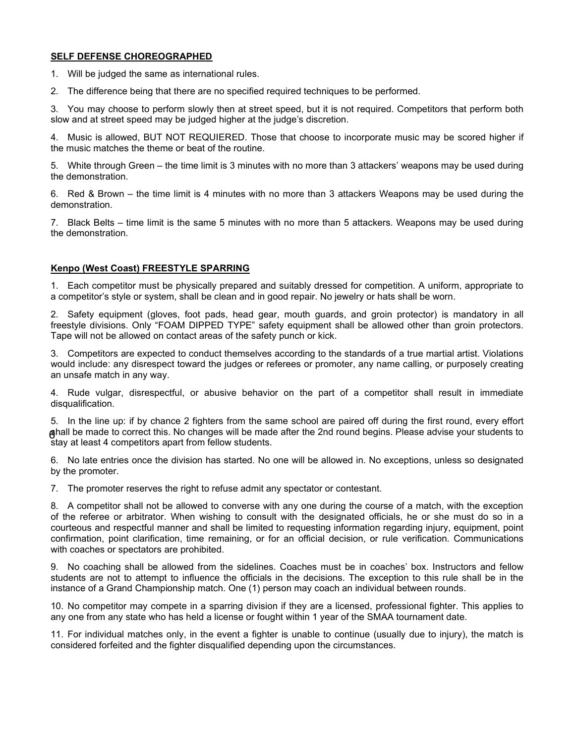**SELF DEFENSE CHOREOGRAPHED**

1. Will be judged the same as international rules.

2. The difference being that there are no specified required techniques to be performed.

3. You may choose to perform slowly then at street speed, but it is not required. Competitors that perform both slow and at street speed may be judged higher at the judge's discretion.

4. Music is allowed, BUT NOT REQUIERED. Those that choose to incorporate music may be scored higher if the music matches the theme or beat of the routine.

5. White through Green – the time limit is 3 minutes with no more than 3 attackers' weapons may be used during the demonstration.

6. Red & Brown – the time limit is 4 minutes with no more than 3 attackers Weapons may be used during the demonstration.

7. Black Belts – time limit is the same 5 minutes with no more than 5 attackers. Weapons may be used during the demonstration.

**Kenpo (West Coast) FREESTYLE SPARRING**

1. Each competitor must be physically prepared and suitably dressed for competition. A uniform, appropriate to a competitor's style or system, shall be clean and in good repair. No jewelry or hats shall be worn.

2. Safety equipment (gloves, foot pads, head gear, mouth guards, and groin protector) is mandatory in all freestyle divisions. Only "FOAM DIPPED TYPE" safety equipment shall be allowed other than groin protectors. Tape will not be allowed on contact areas of the safety punch or kick.

3. Competitors are expected to conduct themselves according to the standards of a true martial artist. Violations would include: any disrespect toward the judges or referees or promoter, any name calling, or purposely creating an unsafe match in any way.

4. Rude vulgar, disrespectful, or abusive behavior on the part of a competitor shall result in immediate disqualification.

5. In the line up: if by chance 2 fighters from the same school are paired off during the first round, every effort shall be made to correct this. No changes will be made after the 2nd round begins. Please advise your students to stay at least 4 competitors apart from fellow students.

6. No late entries once the division has started. No one will be allowed in. No exceptions, unless so designated by the promoter.

7. The promoter reserves the right to refuse admit any spectator or contestant.

8. A competitor shall not be allowed to converse with any one during the course of a match, with the exception of the referee or arbitrator. When wishing to consult with the designated officials, he or she must do so in a courteous and respectful manner and shall be limited to requesting information regarding injury, equipment, point confirmation, point clarification, time remaining, or for an official decision, or rule verification. Communications with coaches or spectators are prohibited.

9. No coaching shall be allowed from the sidelines. Coaches must be in coaches' box. Instructors and fellow students are not to attempt to influence the officials in the decisions. The exception to this rule shall be in the instance of a Grand Championship match. One (1) person may coach an individual between rounds.

10. No competitor may compete in a sparring division if they are a licensed, professional fighter. This applies to any one from any state who has held a license or fought within 1 year of the SMAA tournament date.

11. For individual matches only, in the event a fighter is unable to continue (usually due to injury), the match is considered forfeited and the fighter disqualified depending upon the circumstances.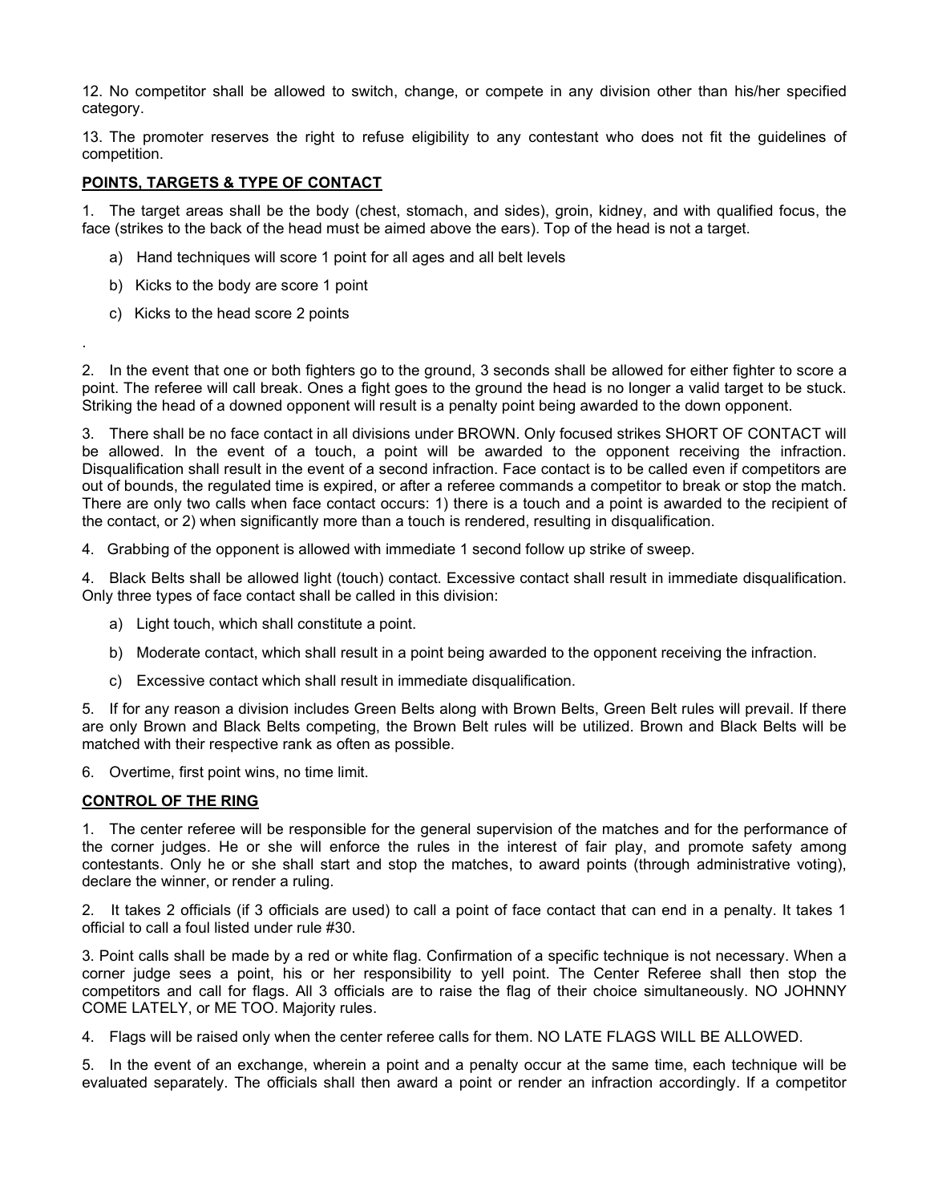12. No competitor shall be allowed to switch, change, or compete in any division other than his/her specified category.

13. The promoter reserves the right to refuse eligibility to any contestant who does not fit the guidelines of competition.

**POINTS, TARGETS & TYPE OF CONTACT**

1. The target areas shall be the body (chest, stomach, and sides), groin, kidney, and with qualified focus, the face (strikes to the back of the head must be aimed above the ears). Top of the head is not a target.

   a) Hand techniques will score 1 point for all ages and all belt levels

   b) Kicks to the body are score 1 point

   c) Kicks to the head score 2 points

.

2. In the event that one or both fighters go to the ground, 3 seconds shall be allowed for either fighter to score a point. The referee will call break. Ones a fight goes to the ground the head is no longer a valid target to be stuck. Striking the head of a downed opponent will result is a penalty point being awarded to the down opponent.

3. There shall be no face contact in all divisions under BROWN. Only focused strikes SHORT OF CONTACT will be allowed. In the event of a touch, a point will be awarded to the opponent receiving the infraction. Disqualification shall result in the event of a second infraction. Face contact is to be called even if competitors are out of bounds, the regulated time is expired, or after a referee commands a competitor to break or stop the match. There are only two calls when face contact occurs: 1) there is a touch and a point is awarded to the recipient of the contact, or 2) when significantly more than a touch is rendered, resulting in disqualification.

4. Grabbing of the opponent is allowed with immediate 1 second follow up strike of sweep.

4. Black Belts shall be allowed light (touch) contact. Excessive contact shall result in immediate disqualification. Only three types of face contact shall be called in this division:

   a) Light touch, which shall constitute a point.

   b) Moderate contact, which shall result in a point being awarded to the opponent receiving the infraction.

   c) Excessive contact which shall result in immediate disqualification.

5. If for any reason a division includes Green Belts along with Brown Belts, Green Belt rules will prevail. If there are only Brown and Black Belts competing, the Brown Belt rules will be utilized. Brown and Black Belts will be matched with their respective rank as often as possible.

6. Overtime, first point wins, no time limit.

**CONTROL OF THE RING**

1. The center referee will be responsible for the general supervision of the matches and for the performance of the corner judges. He or she will enforce the rules in the interest of fair play, and promote safety among contestants. Only he or she shall start and stop the matches, to award points (through administrative voting), declare the winner, or render a ruling.

2. It takes 2 officials (if 3 officials are used) to call a point of face contact that can end in a penalty. It takes 1 official to call a foul listed under rule #30.

3. Point calls shall be made by a red or white flag. Confirmation of a specific technique is not necessary. When a corner judge sees a point, his or her responsibility to yell point. The Center Referee shall then stop the competitors and call for flags. All 3 officials are to raise the flag of their choice simultaneously. NO JOHNNY COME LATELY, or ME TOO. Majority rules.

4. Flags will be raised only when the center referee calls for them. NO LATE FLAGS WILL BE ALLOWED.

5. In the event of an exchange, wherein a point and a penalty occur at the same time, each technique will be evaluated separately. The officials shall then award a point or render an infraction accordingly. If a competitor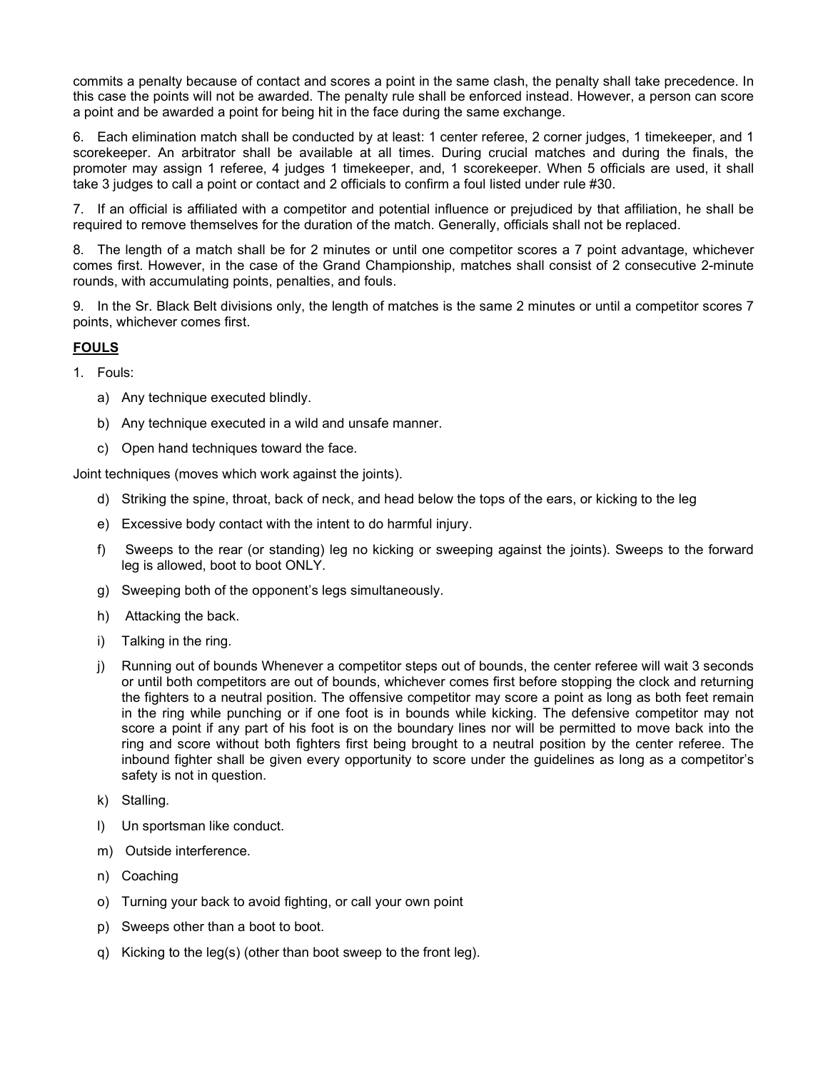commits a penalty because of contact and scores a point in the same clash, the penalty shall take precedence. In this case the points will not be awarded. The penalty rule shall be enforced instead. However, a person can score a point and be awarded a point for being hit in the face during the same exchange.

6. Each elimination match shall be conducted by at least: 1 center referee, 2 corner judges, 1 timekeeper, and 1 scorekeeper. An arbitrator shall be available at all times. During crucial matches and during the finals, the promoter may assign 1 referee, 4 judges 1 timekeeper, and, 1 scorekeeper. When 5 officials are used, it shall take 3 judges to call a point or contact and 2 officials to confirm a foul listed under rule #30.

7. If an official is affiliated with a competitor and potential influence or prejudiced by that affiliation, he shall be required to remove themselves for the duration of the match. Generally, officials shall not be replaced.

8. The length of a match shall be for 2 minutes or until one competitor scores a 7 point advantage, whichever comes first. However, in the case of the Grand Championship, matches shall consist of 2 consecutive 2-minute rounds, with accumulating points, penalties, and fouls.

9. In the Sr. Black Belt divisions only, the length of matches is the same 2 minutes or until a competitor scores 7 points, whichever comes first.

**FOULS**

1. Fouls:

   a) Any technique executed blindly.

   b) Any technique executed in a wild and unsafe manner.

   c) Open hand techniques toward the face.

Joint techniques (moves which work against the joints).

   d) Striking the spine, throat, back of neck, and head below the tops of the ears, or kicking to the leg

   e) Excessive body contact with the intent to do harmful injury.

   f) Sweeps to the rear (or standing) leg no kicking or sweeping against the joints). Sweeps to the forward leg is allowed, boot to boot ONLY.

   g) Sweeping both of the opponent's legs simultaneously.

   h) Attacking the back.

   i) Talking in the ring.

   j) Running out of bounds Whenever a competitor steps out of bounds, the center referee will wait 3 seconds or until both competitors are out of bounds, whichever comes first before stopping the clock and returning the fighters to a neutral position. The offensive competitor may score a point as long as both feet remain in the ring while punching or if one foot is in bounds while kicking. The defensive competitor may not score a point if any part of his foot is on the boundary lines nor will be permitted to move back into the ring and score without both fighters first being brought to a neutral position by the center referee. The inbound fighter shall be given every opportunity to score under the guidelines as long as a competitor's safety is not in question.

   k) Stalling.

   l) Un sportsman like conduct.

   m) Outside interference.

   n) Coaching

   o) Turning your back to avoid fighting, or call your own point

   p) Sweeps other than a boot to boot.

   q) Kicking to the leg(s) (other than boot sweep to the front leg).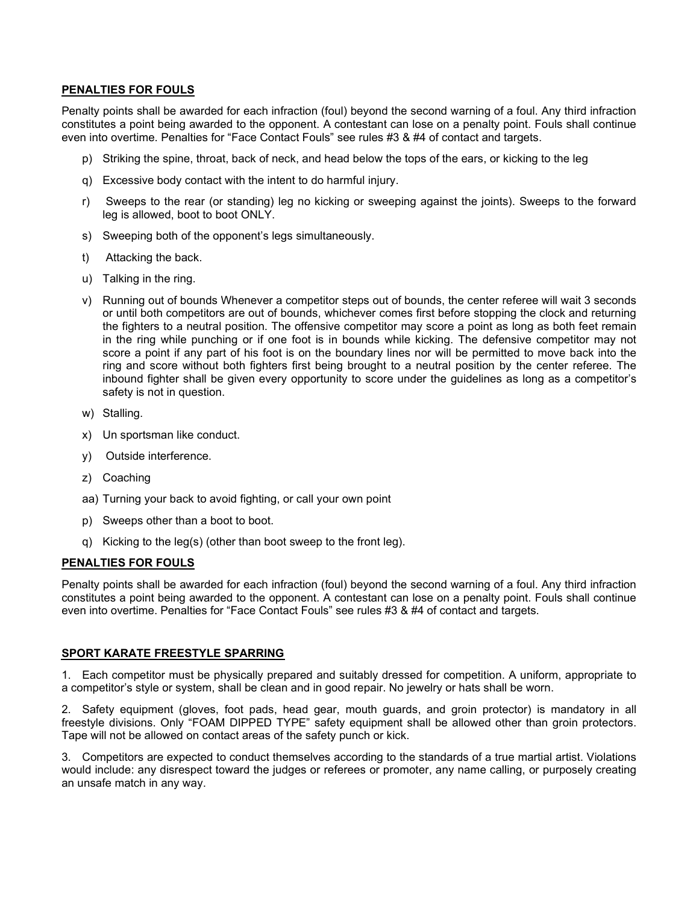**PENALTIES FOR FOULS**

Penalty points shall be awarded for each infraction (foul) beyond the second warning of a foul. Any third infraction constitutes a point being awarded to the opponent. A contestant can lose on a penalty point. Fouls shall continue even into overtime. Penalties for "Face Contact Fouls" see rules #3 & #4 of contact and targets.

p) Striking the spine, throat, back of neck, and head below the tops of the ears, or kicking to the leg

q) Excessive body contact with the intent to do harmful injury.

r) Sweeps to the rear (or standing) leg no kicking or sweeping against the joints). Sweeps to the forward leg is allowed, boot to boot ONLY.

s) Sweeping both of the opponent's legs simultaneously.

t) Attacking the back.

u) Talking in the ring.

v) Running out of bounds Whenever a competitor steps out of bounds, the center referee will wait 3 seconds or until both competitors are out of bounds, whichever comes first before stopping the clock and returning the fighters to a neutral position. The offensive competitor may score a point as long as both feet remain in the ring while punching or if one foot is in bounds while kicking. The defensive competitor may not score a point if any part of his foot is on the boundary lines nor will be permitted to move back into the ring and score without both fighters first being brought to a neutral position by the center referee. The inbound fighter shall be given every opportunity to score under the guidelines as long as a competitor's safety is not in question.

w) Stalling.

x) Un sportsman like conduct.

y) Outside interference.

z) Coaching

aa) Turning your back to avoid fighting, or call your own point

p) Sweeps other than a boot to boot.

q) Kicking to the leg(s) (other than boot sweep to the front leg).

**PENALTIES FOR FOULS**

Penalty points shall be awarded for each infraction (foul) beyond the second warning of a foul. Any third infraction constitutes a point being awarded to the opponent. A contestant can lose on a penalty point. Fouls shall continue even into overtime. Penalties for "Face Contact Fouls" see rules #3 & #4 of contact and targets.

**SPORT KARATE FREESTYLE SPARRING**

1. Each competitor must be physically prepared and suitably dressed for competition. A uniform, appropriate to a competitor's style or system, shall be clean and in good repair. No jewelry or hats shall be worn.

2. Safety equipment (gloves, foot pads, head gear, mouth guards, and groin protector) is mandatory in all freestyle divisions. Only "FOAM DIPPED TYPE" safety equipment shall be allowed other than groin protectors. Tape will not be allowed on contact areas of the safety punch or kick.

3. Competitors are expected to conduct themselves according to the standards of a true martial artist. Violations would include: any disrespect toward the judges or referees or promoter, any name calling, or purposely creating an unsafe match in any way.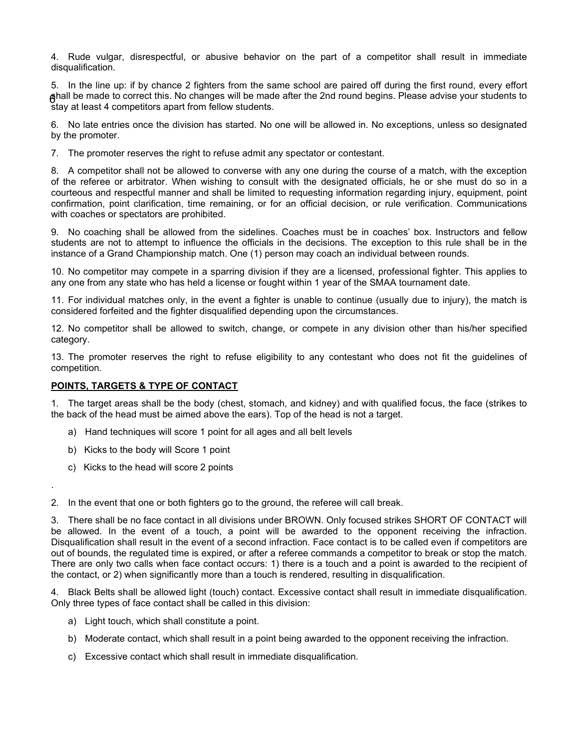4. Rude vulgar, disrespectful, or abusive behavior on the part of a competitor shall result in immediate disqualification.

5. In the line up: if by chance 2 fighters from the same school are paired off during the first round, every effort shall be made to correct this. No changes will be made after the 2nd round begins. Please advise your students to stay at least 4 competitors apart from fellow students.

6. No late entries once the division has started. No one will be allowed in. No exceptions, unless so designated by the promoter.

7. The promoter reserves the right to refuse admit any spectator or contestant.

8. A competitor shall not be allowed to converse with any one during the course of a match, with the exception of the referee or arbitrator. When wishing to consult with the designated officials, he or she must do so in a courteous and respectful manner and shall be limited to requesting information regarding injury, equipment, point confirmation, point clarification, time remaining, or for an official decision, or rule verification. Communications with coaches or spectators are prohibited.

9. No coaching shall be allowed from the sidelines. Coaches must be in coaches' box. Instructors and fellow students are not to attempt to influence the officials in the decisions. The exception to this rule shall be in the instance of a Grand Championship match. One (1) person may coach an individual between rounds.

10. No competitor may compete in a sparring division if they are a licensed, professional fighter. This applies to any one from any state who has held a license or fought within 1 year of the SMAA tournament date.

11. For individual matches only, in the event a fighter is unable to continue (usually due to injury), the match is considered forfeited and the fighter disqualified depending upon the circumstances.

12. No competitor shall be allowed to switch, change, or compete in any division other than his/her specified category.

13. The promoter reserves the right to refuse eligibility to any contestant who does not fit the guidelines of competition.

**POINTS, TARGETS & TYPE OF CONTACT**

1. The target areas shall be the body (chest, stomach, and kidney) and with qualified focus, the face (strikes to the back of the head must be aimed above the ears). Top of the head is not a target.

   a) Hand techniques will score 1 point for all ages and all belt levels

   b) Kicks to the body will Score 1 point

   c) Kicks to the head will score 2 points

2. In the event that one or both fighters go to the ground, the referee will call break.

3. There shall be no face contact in all divisions under BROWN. Only focused strikes SHORT OF CONTACT will be allowed. In the event of a touch, a point will be awarded to the opponent receiving the infraction. Disqualification shall result in the event of a second infraction. Face contact is to be called even if competitors are out of bounds, the regulated time is expired, or after a referee commands a competitor to break or stop the match. There are only two calls when face contact occurs: 1) there is a touch and a point is awarded to the recipient of the contact, or 2) when significantly more than a touch is rendered, resulting in disqualification.

4. Black Belts shall be allowed light (touch) contact. Excessive contact shall result in immediate disqualification. Only three types of face contact shall be called in this division:

   a) Light touch, which shall constitute a point.

   b) Moderate contact, which shall result in a point being awarded to the opponent receiving the infraction.

   c) Excessive contact which shall result in immediate disqualification.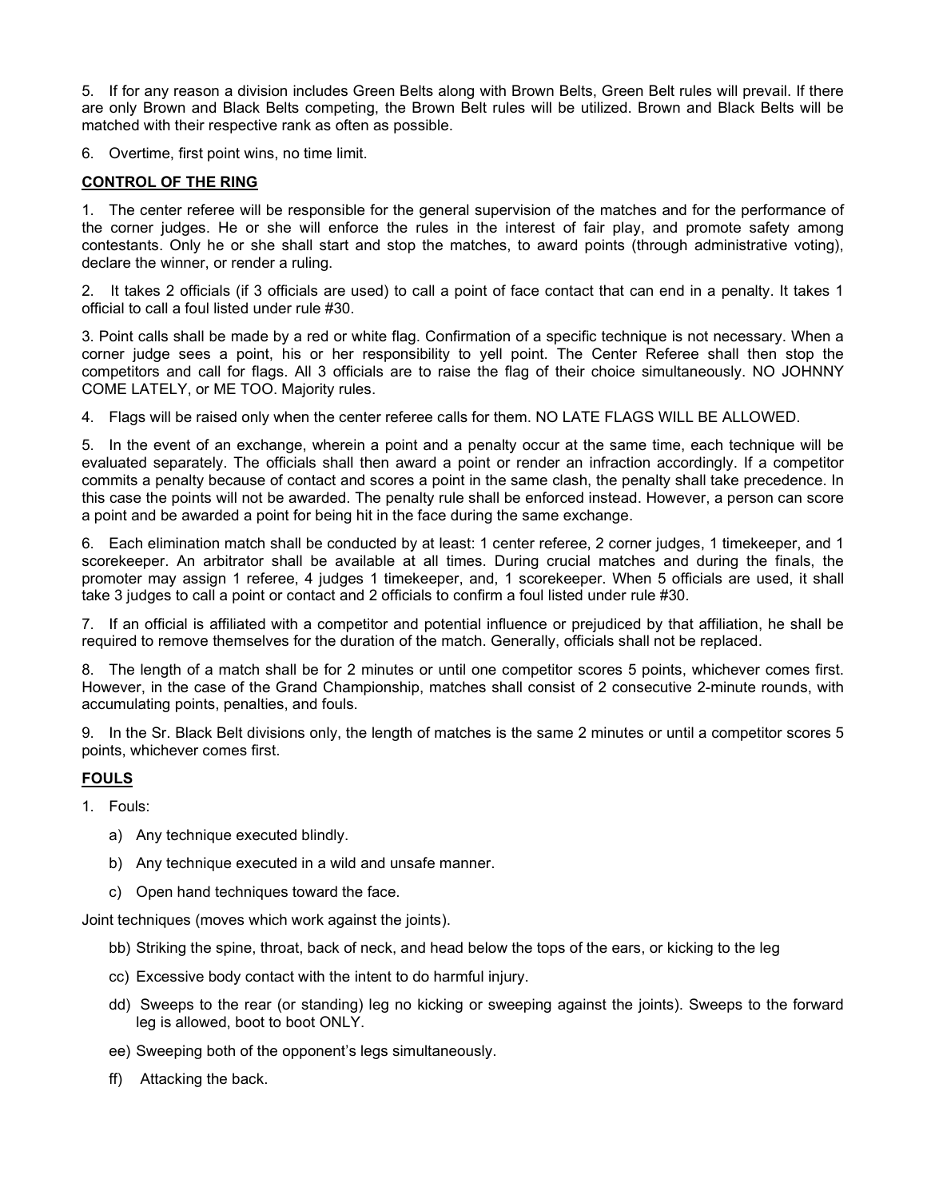5. If for any reason a division includes Green Belts along with Brown Belts, Green Belt rules will prevail. If there are only Brown and Black Belts competing, the Brown Belt rules will be utilized. Brown and Black Belts will be matched with their respective rank as often as possible.

6. Overtime, first point wins, no time limit.

**CONTROL OF THE RING**

1. The center referee will be responsible for the general supervision of the matches and for the performance of the corner judges. He or she will enforce the rules in the interest of fair play, and promote safety among contestants. Only he or she shall start and stop the matches, to award points (through administrative voting), declare the winner, or render a ruling.

2. It takes 2 officials (if 3 officials are used) to call a point of face contact that can end in a penalty. It takes 1 official to call a foul listed under rule #30.

3. Point calls shall be made by a red or white flag. Confirmation of a specific technique is not necessary. When a corner judge sees a point, his or her responsibility to yell point. The Center Referee shall then stop the competitors and call for flags. All 3 officials are to raise the flag of their choice simultaneously. NO JOHNNY COME LATELY, or ME TOO. Majority rules.

4. Flags will be raised only when the center referee calls for them. NO LATE FLAGS WILL BE ALLOWED.

5. In the event of an exchange, wherein a point and a penalty occur at the same time, each technique will be evaluated separately. The officials shall then award a point or render an infraction accordingly. If a competitor commits a penalty because of contact and scores a point in the same clash, the penalty shall take precedence. In this case the points will not be awarded. The penalty rule shall be enforced instead. However, a person can score a point and be awarded a point for being hit in the face during the same exchange.

6. Each elimination match shall be conducted by at least: 1 center referee, 2 corner judges, 1 timekeeper, and 1 scorekeeper. An arbitrator shall be available at all times. During crucial matches and during the finals, the promoter may assign 1 referee, 4 judges 1 timekeeper and, 1 scorekeeper. When 5 officials are used, it shall take 3 judges to call a point or contact and 2 officials to confirm a foul listed under rule #30.

7. If an official is affiliated with a competitor and potential influence or prejudiced by that affiliation, he shall be required to remove themselves for the duration of the match. Generally, officials shall not be replaced.

8. The length of a match shall be for 2 minutes or until one competitor scores 5 points, whichever comes first. However, in the case of the Grand Championship, matches shall consist of 2 consecutive 2-minute rounds, with accumulating points, penalties, and fouls.

9. In the Sr. Black Belt divisions only, the length of matches is the same 2 minutes or until a competitor scores 5 points, whichever comes first.

**FOULS**

1. Fouls:

   a) Any technique executed blindly.

   b) Any technique executed in a wild and unsafe manner.

   c) Open hand techniques toward the face.

Joint techniques (moves which work against the joints).

   bb) Striking the spine, throat, back of neck, and head below the tops of the ears, or kicking to the leg

   cc) Excessive body contact with the intent to do harmful injury.

   dd) Sweeps to the rear (or standing) leg no kicking or sweeping against the joints). Sweeps to the forward leg is allowed, boot to boot ONLY.

   ee) Sweeping both of the opponent's legs simultaneously.

   ff) Attacking the back.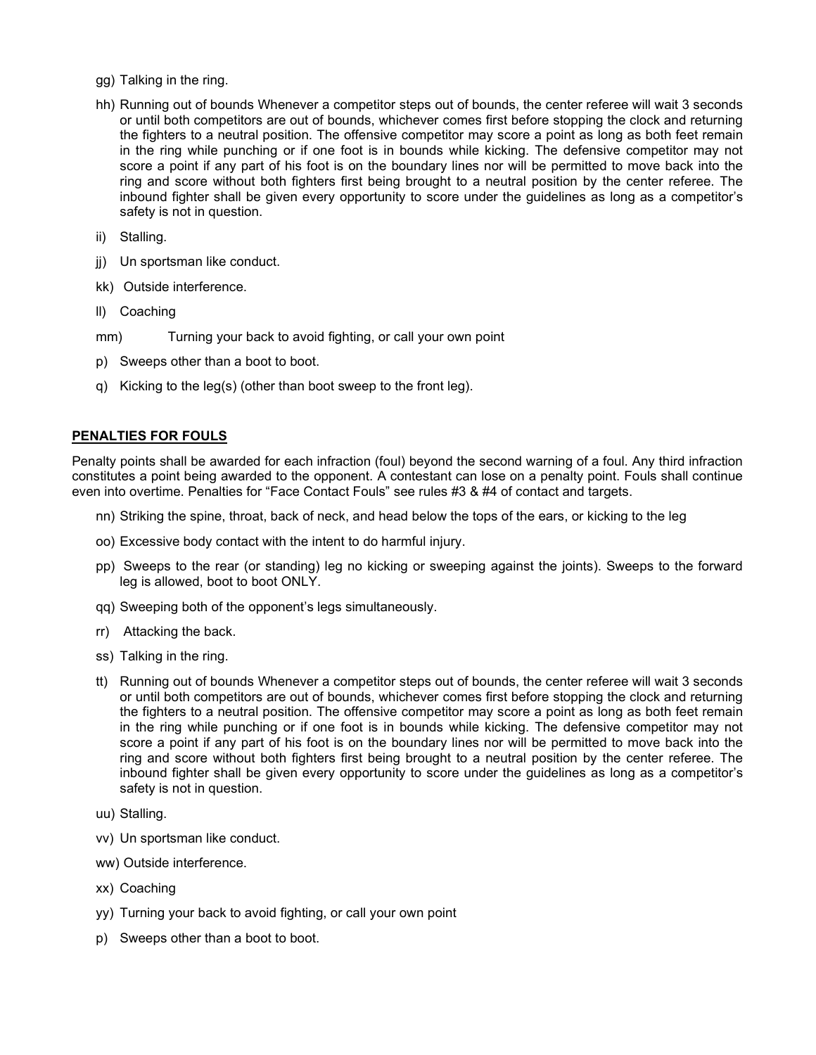gg) Talking in the ring.

hh) Running out of bounds Whenever a competitor steps out of bounds, the center referee will wait 3 seconds or until both competitors are out of bounds, whichever comes first before stopping the clock and returning the fighters to a neutral position. The offensive competitor may score a point as long as both feet remain in the ring while punching or if one foot is in bounds while kicking. The defensive competitor may not score a point if any part of his foot is on the boundary lines nor will be permitted to move back into the ring and score without both fighters first being brought to a neutral position by the center referee. The inbound fighter shall be given every opportunity to score under the guidelines as long as a competitor's safety is not in question.

ii) Stalling.

jj) Un sportsman like conduct.

kk) Outside interference.

ll) Coaching

mm) Turning your back to avoid fighting, or call your own point

p) Sweeps other than a boot to boot.

q) Kicking to the leg(s) (other than boot sweep to the front leg).

**PENALTIES FOR FOULS**

Penalty points shall be awarded for each infraction (foul) beyond the second warning of a foul. Any third infraction constitutes a point being awarded to the opponent. A contestant can lose on a penalty point. Fouls shall continue even into overtime. Penalties for "Face Contact Fouls" see rules #3 & #4 of contact and targets.

nn) Striking the spine, throat, back of neck, and head below the tops of the ears, or kicking to the leg

oo) Excessive body contact with the intent to do harmful injury.

pp) Sweeps to the rear (or standing) leg no kicking or sweeping against the joints). Sweeps to the forward leg is allowed, boot to boot ONLY.

qq) Sweeping both of the opponent's legs simultaneously.

rr) Attacking the back.

ss) Talking in the ring.

tt) Running out of bounds Whenever a competitor steps out of bounds, the center referee will wait 3 seconds or until both competitors are out of bounds, whichever comes first before stopping the clock and returning the fighters to a neutral position. The offensive competitor may score a point as long as both feet remain in the ring while punching or if one foot is in bounds while kicking. The defensive competitor may not score a point if any part of his foot is on the boundary lines nor will be permitted to move back into the ring and score without both fighters first being brought to a neutral position by the center referee. The inbound fighter shall be given every opportunity to score under the guidelines as long as a competitor's safety is not in question.

uu) Stalling.

vv) Un sportsman like conduct.

ww) Outside interference.

xx) Coaching

yy) Turning your back to avoid fighting, or call your own point

p) Sweeps other than a boot to boot.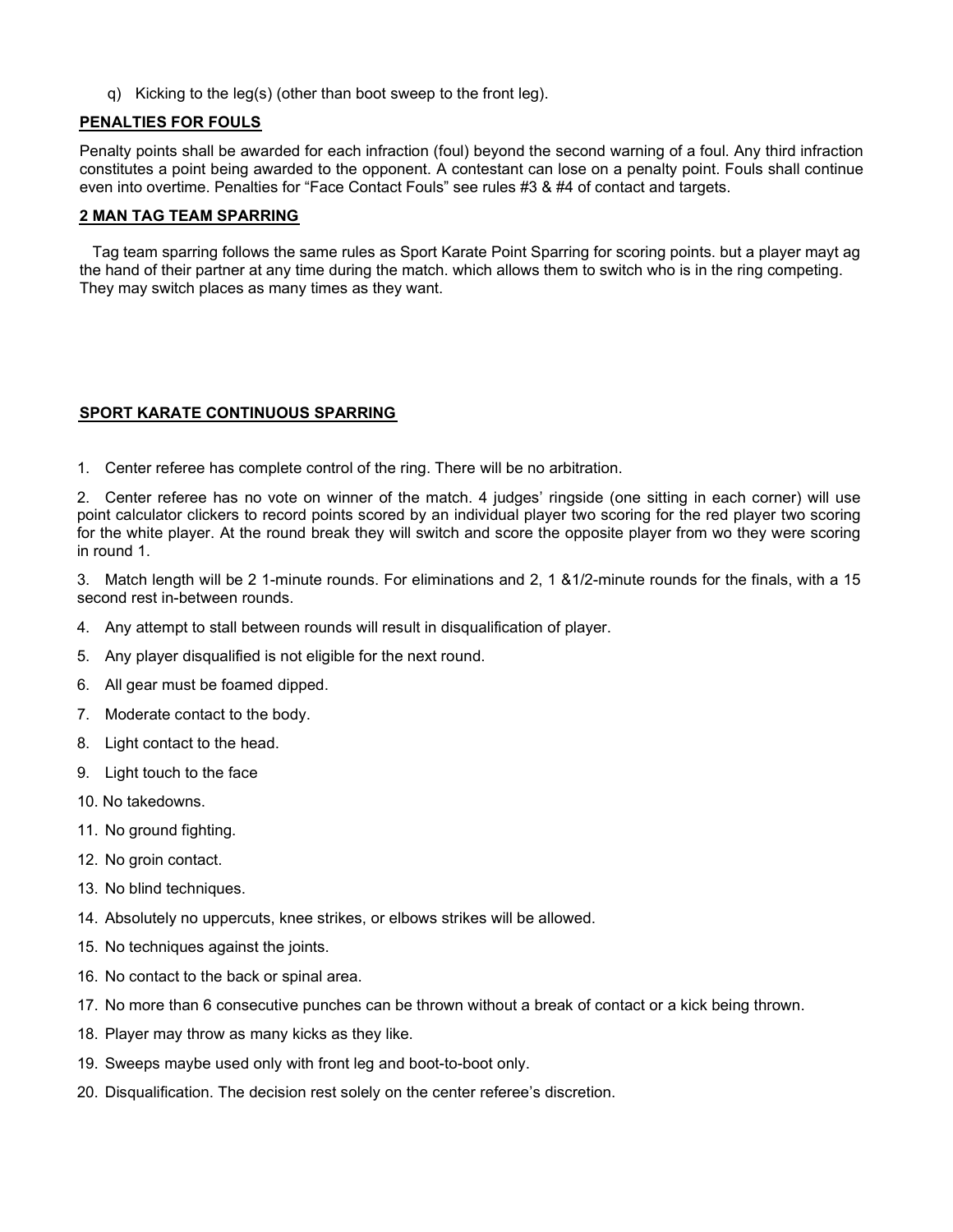q) Kicking to the leg(s) (other than boot sweep to the front leg).

**PENALTIES FOR FOULS**

Penalty points shall be awarded for each infraction (foul) beyond the second warning of a foul. Any third infraction constitutes a point being awarded to the opponent. A contestant can lose on a penalty point. Fouls shall continue even into overtime. Penalties for "Face Contact Fouls" see rules #3 & #4 of contact and targets.

**2 MAN TAG TEAM SPARRING**

Tag team sparring follows the same rules as Sport Karate Point Sparring for scoring points. but a player mayt ag the hand of their partner at any time during the match. which allows them to switch who is in the ring competing. They may switch places as many times as they want.

**SPORT KARATE CONTINUOUS SPARRING**

1. Center referee has complete control of the ring. There will be no arbitration.
2. Center referee has no vote on winner of the match. 4 judges' ringside (one sitting in each corner) will use point calculator clickers to record points scored by an individual player two scoring for the red player two scoring for the white player. At the round break they will switch and score the opposite player from wo they were scoring in round 1.
3. Match length will be 2 1-minute rounds. For eliminations and 2, 1 &1/2-minute rounds for the finals, with a 15 second rest in-between rounds.
4. Any attempt to stall between rounds will result in disqualification of player.
5. Any player disqualified is not eligible for the next round.
6. All gear must be foamed dipped.
7. Moderate contact to the body.
8. Light contact to the head.
9. Light touch to the face
10. No takedowns.
11. No ground fighting.
12. No groin contact.
13. No blind techniques.
14. Absolutely no uppercuts, knee strikes, or elbows strikes will be allowed.
15. No techniques against the joints.
16. No contact to the back or spinal area.
17. No more than 6 consecutive punches can be thrown without a break of contact or a kick being thrown.
18. Player may throw as many kicks as they like.
19. Sweeps maybe used only with front leg and boot-to-boot only.
20. Disqualification. The decision rest solely on the center referee's discretion.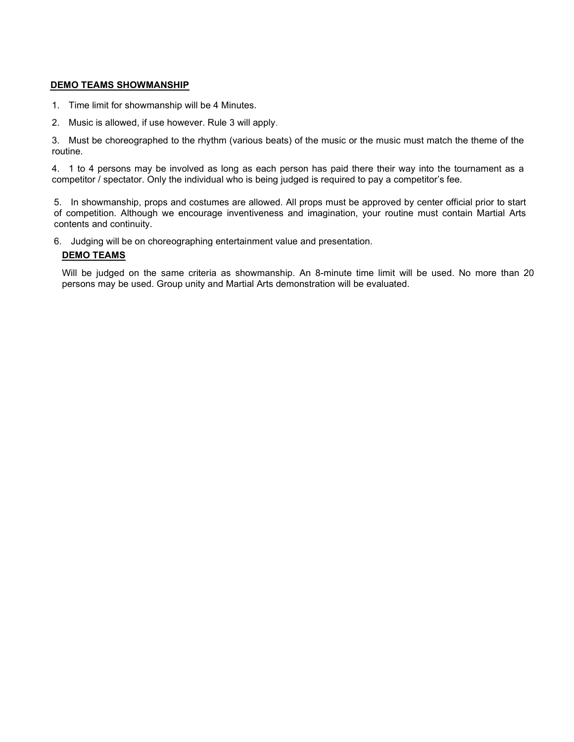## DEMO TEAMS SHOWMANSHIP

1. Time limit for showmanship will be 4 Minutes.

2. Music is allowed, if use however. Rule 3 will apply.

3. Must be choreographed to the rhythm (various beats) of the music or the music must match the theme of the routine.

4. 1 to 4 persons may be involved as long as each person has paid there their way into the tournament as a competitor / spectator. Only the individual who is being judged is required to pay a competitor's fee.

5. In showmanship, props and costumes are allowed. All props must be approved by center official prior to start of competition. Although we encourage inventiveness and imagination, your routine must contain Martial Arts contents and continuity.

6. Judging will be on choreographing entertainment value and presentation.

### DEMO TEAMS

Will be judged on the same criteria as showmanship. An 8-minute time limit will be used. No more than 20 persons may be used. Group unity and Martial Arts demonstration will be evaluated.